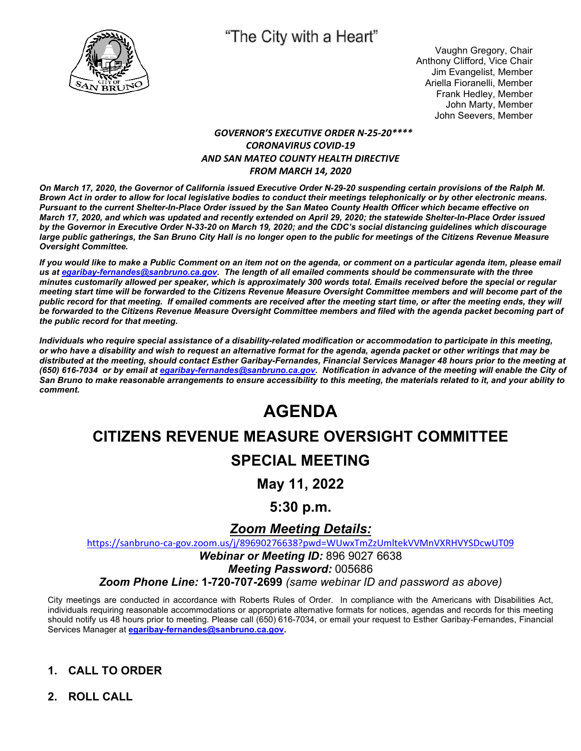"The City with a Heart"

Vaughn Gregory, Chair
Anthony Clifford, Vice Chair
Jim Evangelist, Member
Ariella Fioranelli, Member
Frank Hedley, Member
John Marty, Member
John Seevers, Member

***GOVERNOR'S EXECUTIVE ORDER N-25-20\*\*\*\****
***CORONAVIRUS COVID-19***
***AND SAN MATEO COUNTY HEALTH DIRECTIVE***
***FROM MARCH 14, 2020***

***On March 17, 2020, the Governor of California issued Executive Order N-29-20 suspending certain provisions of the Ralph M. Brown Act in order to allow for local legislative bodies to conduct their meetings telephonically or by other electronic means. Pursuant to the current Shelter-In-Place Order issued by the San Mateo County Health Officer which became effective on March 17, 2020, and which was updated and recently extended on April 29, 2020; the statewide Shelter-In-Place Order issued by the Governor in Executive Order N-33-20 on March 19, 2020; and the CDC's social distancing guidelines which discourage large public gatherings, the San Bruno City Hall is no longer open to the public for meetings of the Citizens Revenue Measure Oversight Committee.***

***If you would like to make a Public Comment on an item not on the agenda, or comment on a particular agenda item, please email us at egaribay-fernandes@sanbruno.ca.gov. The length of all emailed comments should be commensurate with the three minutes customarily allowed per speaker, which is approximately 300 words total. Emails received before the special or regular meeting start time will be forwarded to the Citizens Revenue Measure Oversight Committee members and will become part of the public record for that meeting. If emailed comments are received after the meeting start time, or after the meeting ends, they will be forwarded to the Citizens Revenue Measure Oversight Committee members and filed with the agenda packet becoming part of the public record for that meeting.***

***Individuals who require special assistance of a disability-related modification or accommodation to participate in this meeting, or who have a disability and wish to request an alternative format for the agenda, agenda packet or other writings that may be distributed at the meeting, should contact Esther Garibay-Fernandes, Financial Services Manager 48 hours prior to the meeting at (650) 616-7034 or by email at egaribay-fernandes@sanbruno.ca.gov. Notification in advance of the meeting will enable the City of San Bruno to make reasonable arrangements to ensure accessibility to this meeting, the materials related to it, and your ability to comment.***

# AGENDA

# CITIZENS REVENUE MEASURE OVERSIGHT COMMITTEE

# SPECIAL MEETING

## May 11, 2022

## 5:30 p.m.

## *Zoom Meeting Details:*

https://sanbruno-ca-gov.zoom.us/j/89690276638?pwd=WUwxTmZzUmltekVVMnVXRHVYSDcwUT09

***Webinar or Meeting ID:*** 896 9027 6638

***Meeting Password:*** 005686

***Zoom Phone Line:* 1-720-707-2699** *(same webinar ID and password as above)*

City meetings are conducted in accordance with Roberts Rules of Order. In compliance with the Americans with Disabilities Act, individuals requiring reasonable accommodations or appropriate alternative formats for notices, agendas and records for this meeting should notify us 48 hours prior to meeting. Please call (650) 616-7034, or email your request to Esther Garibay-Fernandes, Financial Services Manager at **egaribay-fernandes@sanbruno.ca.gov.**

1. **CALL TO ORDER**
2. **ROLL CALL**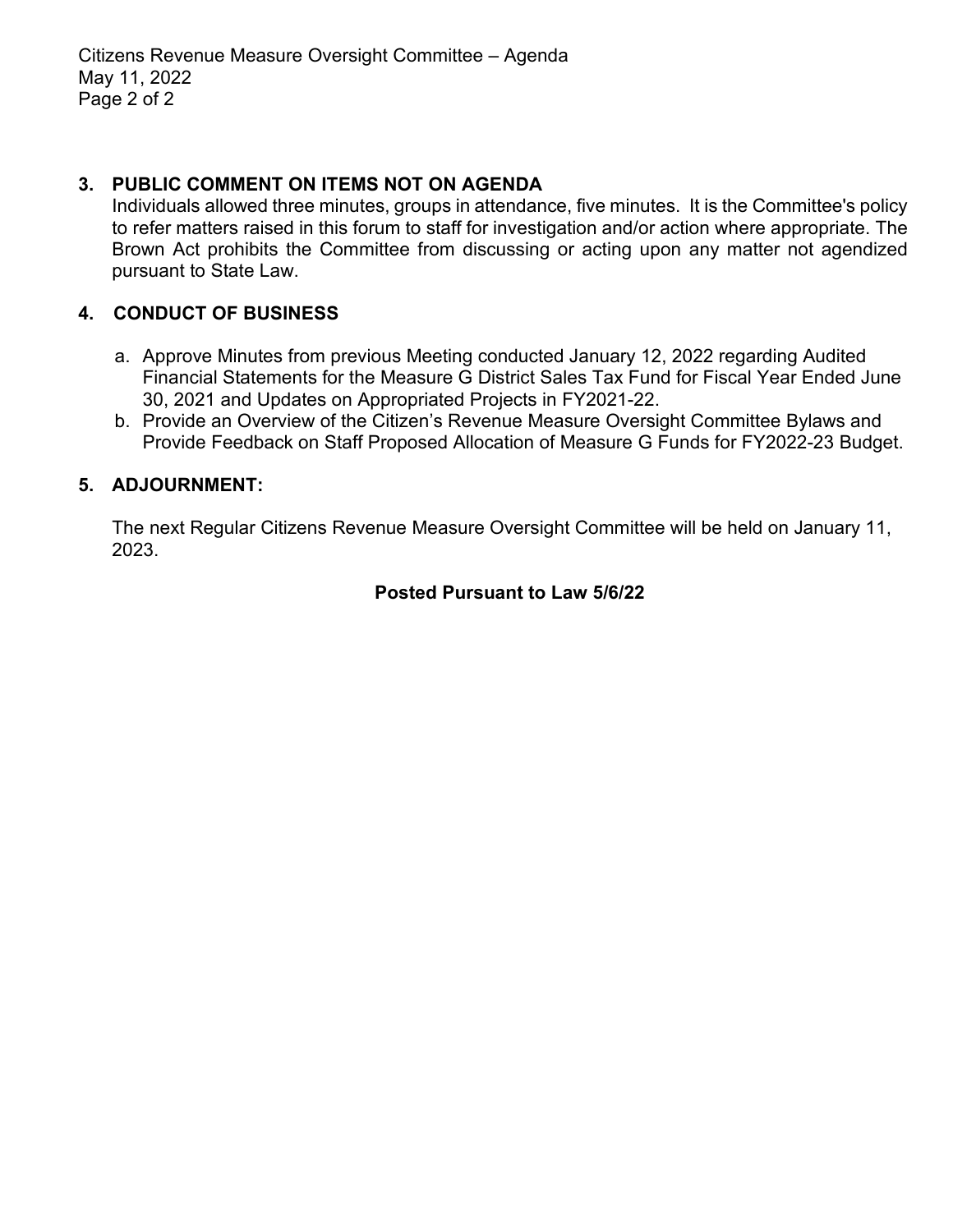## 3. PUBLIC COMMENT ON ITEMS NOT ON AGENDA

Individuals allowed three minutes, groups in attendance, five minutes. It is the Committee's policy to refer matters raised in this forum to staff for investigation and/or action where appropriate. The Brown Act prohibits the Committee from discussing or acting upon any matter not agendized pursuant to State Law.

## 4. CONDUCT OF BUSINESS

a. Approve Minutes from previous Meeting conducted January 12, 2022 regarding Audited Financial Statements for the Measure G District Sales Tax Fund for Fiscal Year Ended June 30, 2021 and Updates on Appropriated Projects in FY2021-22.

b. Provide an Overview of the Citizen's Revenue Measure Oversight Committee Bylaws and Provide Feedback on Staff Proposed Allocation of Measure G Funds for FY2022-23 Budget.

## 5. ADJOURNMENT:

The next Regular Citizens Revenue Measure Oversight Committee will be held on January 11, 2023.

**Posted Pursuant to Law 5/6/22**